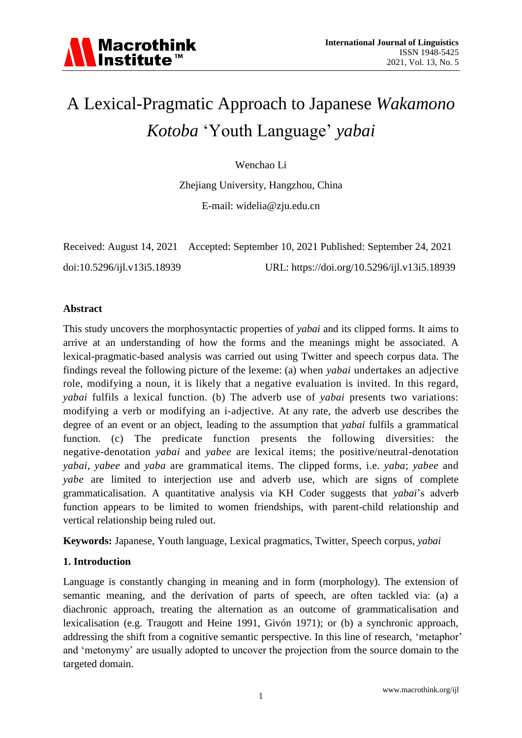# A Lexical-Pragmatic Approach to Japanese *Wakamono Kotoba* 'Youth Language' *yabai*

Wenchao Li

Zhejiang University, Hangzhou, China

E-mail: widelia@zju.edu.cn

Received: August 14, 2021 Accepted: September 10, 2021 Published: September 24, 2021

doi:10.5296/ijl.v13i5.18939 URL: https://doi.org/10.5296/ijl.v13i5.18939

## Abstract

This study uncovers the morphosyntactic properties of *yabai* and its clipped forms. It aims to arrive at an understanding of how the forms and the meanings might be associated. A lexical-pragmatic-based analysis was carried out using Twitter and speech corpus data. The findings reveal the following picture of the lexeme: (a) when *yabai* undertakes an adjective role, modifying a noun, it is likely that a negative evaluation is invited. In this regard, *yabai* fulfils a lexical function. (b) The adverb use of *yabai* presents two variations: modifying a verb or modifying an i-adjective. At any rate, the adverb use describes the degree of an event or an object, leading to the assumption that *yabai* fulfils a grammatical function. (c) The predicate function presents the following diversities: the negative-denotation *yabai* and *yabee* are lexical items; the positive/neutral-denotation *yabai*, *yabee* and *yaba* are grammatical items. The clipped forms, i.e. *yaba*; *yabee* and *yabe* are limited to interjection use and adverb use, which are signs of complete grammaticalisation. A quantitative analysis via KH Coder suggests that *yabai*'s adverb function appears to be limited to women friendships, with parent-child relationship and vertical relationship being ruled out.

**Keywords:** Japanese, Youth language, Lexical pragmatics, Twitter, Speech corpus, *yabai*

## 1. Introduction

Language is constantly changing in meaning and in form (morphology). The extension of semantic meaning, and the derivation of parts of speech, are often tackled via: (a) a diachronic approach, treating the alternation as an outcome of grammaticalisation and lexicalisation (e.g. Traugott and Heine 1991, Givón 1971); or (b) a synchronic approach, addressing the shift from a cognitive semantic perspective. In this line of research, 'metaphor' and 'metonymy' are usually adopted to uncover the projection from the source domain to the targeted domain.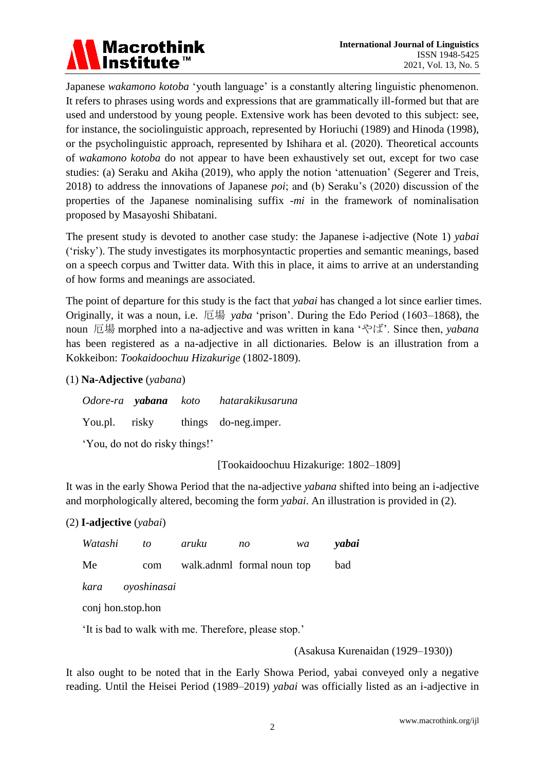Japanese *wakamono kotoba* 'youth language' is a constantly altering linguistic phenomenon. It refers to phrases using words and expressions that are grammatically ill-formed but that are used and understood by young people. Extensive work has been devoted to this subject: see, for instance, the sociolinguistic approach, represented by Horiuchi (1989) and Hinoda (1998), or the psycholinguistic approach, represented by Ishihara et al. (2020). Theoretical accounts of *wakamono kotoba* do not appear to have been exhaustively set out, except for two case studies: (a) Seraku and Akiha (2019), who apply the notion 'attenuation' (Segerer and Treis, 2018) to address the innovations of Japanese *poi*; and (b) Seraku's (2020) discussion of the properties of the Japanese nominalising suffix *-mi* in the framework of nominalisation proposed by Masayoshi Shibatani.

The present study is devoted to another case study: the Japanese i-adjective (Note 1) *yabai* ('risky'). The study investigates its morphosyntactic properties and semantic meanings, based on a speech corpus and Twitter data. With this in place, it aims to arrive at an understanding of how forms and meanings are associated.

The point of departure for this study is the fact that *yabai* has changed a lot since earlier times. Originally, it was a noun, i.e. 厄場 *yaba* 'prison'. During the Edo Period (1603–1868), the noun 厄場 morphed into a na-adjective and was written in kana 'やば'. Since then, *yabana* has been registered as a na-adjective in all dictionaries. Below is an illustration from a Kokkeibon: *Tookaidoochuu Hizakurige* (1802-1809).

(1) **Na-Adjective** (*yabana*)

| *Odore-ra* | ***yabana*** | *koto* | *hatarakikusaruna* |
|---|---|---|---|
| You.pl. | risky | things | do-neg.imper. |

'You, do not do risky things!'

[Tookaidoochuu Hizakurige: 1802–1809]

It was in the early Showa Period that the na-adjective *yabana* shifted into being an i-adjective and morphologically altered, becoming the form *yabai*. An illustration is provided in (2).

(2) **I-adjective** (*yabai*)

| *Watashi* | *to* | *aruku* | *no* | *wa* | ***yabai*** |
|---|---|---|---|---|---|
| Me | com | walk.adnml | formal noun | top | bad |
| *kara* | *oyoshinasai* | | | | |
| conj | hon.stop.hon | | | | |

'It is bad to walk with me. Therefore, please stop.'

(Asakusa Kurenaidan (1929–1930))

It also ought to be noted that in the Early Showa Period, yabai conveyed only a negative reading. Until the Heisei Period (1989–2019) *yabai* was officially listed as an i-adjective in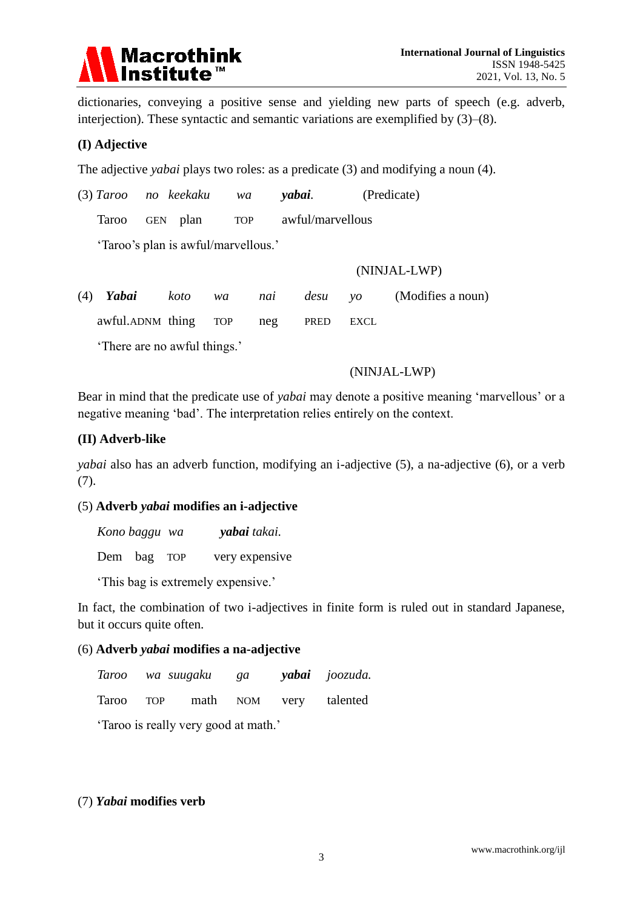dictionaries, conveying a positive sense and yielding new parts of speech (e.g. adverb, interjection). These syntactic and semantic variations are exemplified by (3)–(8).

**(I) Adjective**

The adjective *yabai* plays two roles: as a predicate (3) and modifying a noun (4).

(3) *Taroo no keekaku wa* ***yabai****.* (Predicate)

Taroo GEN plan TOP awful/marvellous

'Taroo's plan is awful/marvellous.'

(NINJAL-LWP)

(4) ***Yabai*** *koto wa nai desu yo* (Modifies a noun)

awful.ADNM thing TOP neg PRED EXCL

'There are no awful things.'

(NINJAL-LWP)

Bear in mind that the predicate use of *yabai* may denote a positive meaning 'marvellous' or a negative meaning 'bad'. The interpretation relies entirely on the context.

**(II) Adverb-like**

*yabai* also has an adverb function, modifying an i-adjective (5), a na-adjective (6), or a verb (7).

(5) **Adverb *yabai* modifies an i-adjective**

*Kono baggu wa* ***yabai*** *takai.*

Dem bag TOP very expensive

'This bag is extremely expensive.'

In fact, the combination of two i-adjectives in finite form is ruled out in standard Japanese, but it occurs quite often.

(6) **Adverb *yabai* modifies a na-adjective**

*Taroo wa suugaku ga* ***yabai*** *joozuda.*

Taroo TOP math NOM very talented

'Taroo is really very good at math.'

(7) ***Yabai*** **modifies verb**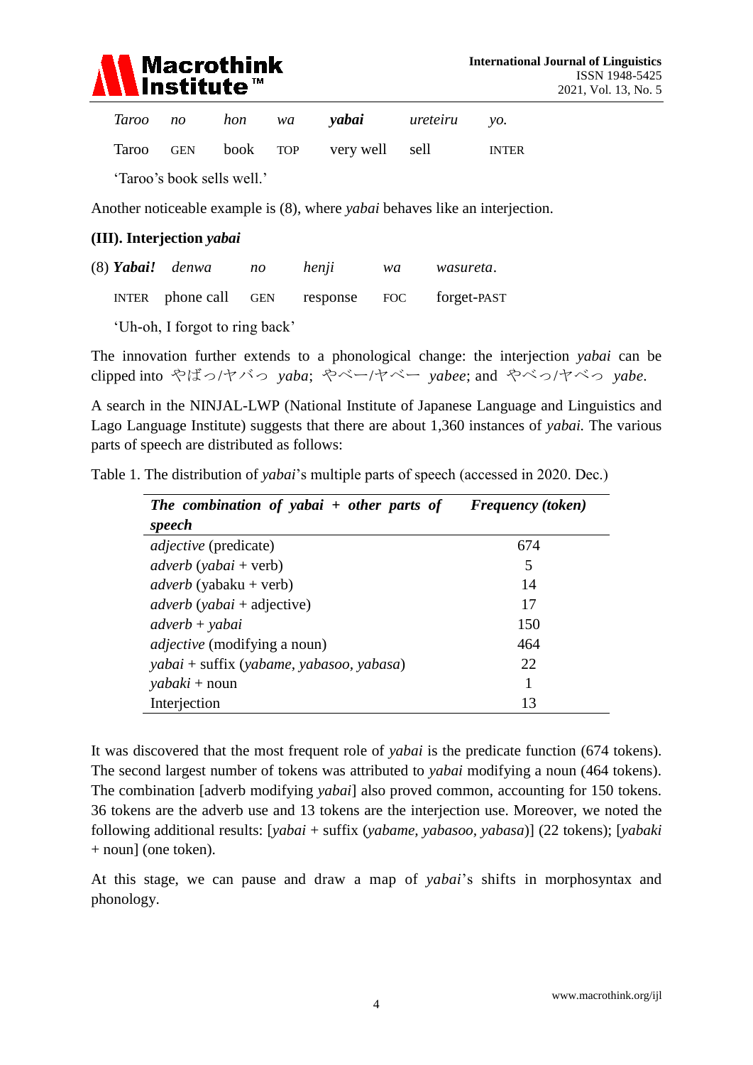| *Taroo* | *no* | *hon* | *wa* | ***yabai*** | *ureteiru* | *yo.* |
|---|---|---|---|---|---|---|
| Taroo | GEN | book | TOP | very well | sell | INTER |

'Taroo's book sells well.'

Another noticeable example is (8), where *yabai* behaves like an interjection.

**(III). Interjection *yabai***

| (8) ***Yabai!*** | *denwa* | *no* | *henji* | *wa* | *wasureta*. |
|---|---|---|---|---|---|
| INTER | phone call | GEN | response | FOC | forget-PAST |

'Uh-oh, I forgot to ring back'

The innovation further extends to a phonological change: the interjection *yabai* can be clipped into やばっ/ヤバっ *yaba*; やべー/ヤベー *yabee*; and やべっ/ヤベっ *yabe*.

A search in the NINJAL-LWP (National Institute of Japanese Language and Linguistics and Lago Language Institute) suggests that there are about 1,360 instances of *yabai.* The various parts of speech are distributed as follows:

Table 1. The distribution of *yabai*'s multiple parts of speech (accessed in 2020. Dec.)

| ***The combination of yabai + other parts of speech*** | ***Frequency (token)*** |
|---|---|
| *adjective* (predicate) | 674 |
| *adverb* (*yabai* + verb) | 5 |
| *adverb* (yabaku + verb) | 14 |
| *adverb* (*yabai* + adjective) | 17 |
| *adverb* + *yabai* | 150 |
| *adjective* (modifying a noun) | 464 |
| *yabai* + suffix (*yabame, yabasoo, yabasa*) | 22 |
| *yabaki* + noun | 1 |
| Interjection | 13 |

It was discovered that the most frequent role of *yabai* is the predicate function (674 tokens). The second largest number of tokens was attributed to *yabai* modifying a noun (464 tokens). The combination [adverb modifying *yabai*] also proved common, accounting for 150 tokens. 36 tokens are the adverb use and 13 tokens are the interjection use. Moreover, we noted the following additional results: [*yabai* + suffix (*yabame*, *yabasoo*, *yabasa*)] (22 tokens); [*yabaki* + noun] (one token).

At this stage, we can pause and draw a map of *yabai*'s shifts in morphosyntax and phonology.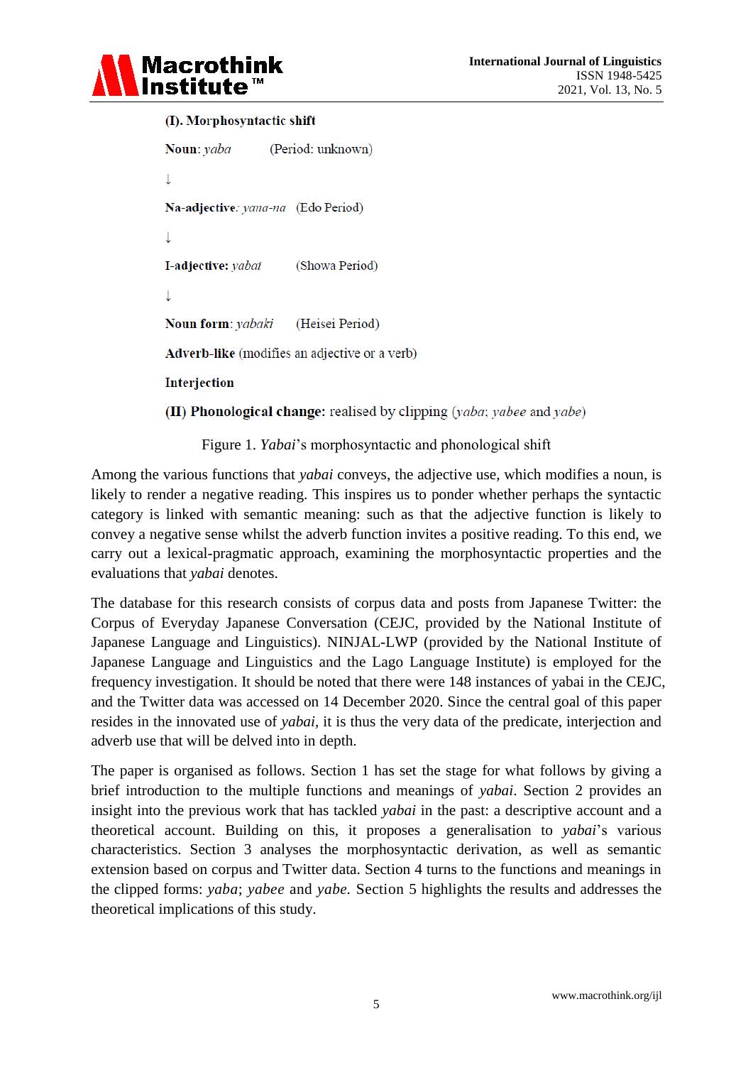**(I). Morphosyntactic shift**

**Noun**: *yaba* (Period: unknown)

↓

**Na-adjective**: *yana-na* (Edo Period)

↓

**I-adjective:** *yabai* (Showa Period)

↓

**Noun form**: *yabaki* (Heisei Period)

**Adverb-like** (modifies an adjective or a verb)

**Interjection**

**(II) Phonological change:** realised by clipping (*yaba*; *yabee* and *yabe*)

Figure 1. *Yabai*'s morphosyntactic and phonological shift

Among the various functions that *yabai* conveys, the adjective use, which modifies a noun, is likely to render a negative reading. This inspires us to ponder whether perhaps the syntactic category is linked with semantic meaning: such as that the adjective function is likely to convey a negative sense whilst the adverb function invites a positive reading. To this end, we carry out a lexical-pragmatic approach, examining the morphosyntactic properties and the evaluations that *yabai* denotes.

The database for this research consists of corpus data and posts from Japanese Twitter: the Corpus of Everyday Japanese Conversation (CEJC, provided by the National Institute of Japanese Language and Linguistics). NINJAL-LWP (provided by the National Institute of Japanese Language and Linguistics and the Lago Language Institute) is employed for the frequency investigation. It should be noted that there were 148 instances of yabai in the CEJC, and the Twitter data was accessed on 14 December 2020. Since the central goal of this paper resides in the innovated use of *yabai*, it is thus the very data of the predicate, interjection and adverb use that will be delved into in depth.

The paper is organised as follows. Section 1 has set the stage for what follows by giving a brief introduction to the multiple functions and meanings of *yabai*. Section 2 provides an insight into the previous work that has tackled *yabai* in the past: a descriptive account and a theoretical account. Building on this, it proposes a generalisation to *yabai*'s various characteristics. Section 3 analyses the morphosyntactic derivation, as well as semantic extension based on corpus and Twitter data. Section 4 turns to the functions and meanings in the clipped forms: *yaba*; *yabee* and *yabe.* Section 5 highlights the results and addresses the theoretical implications of this study.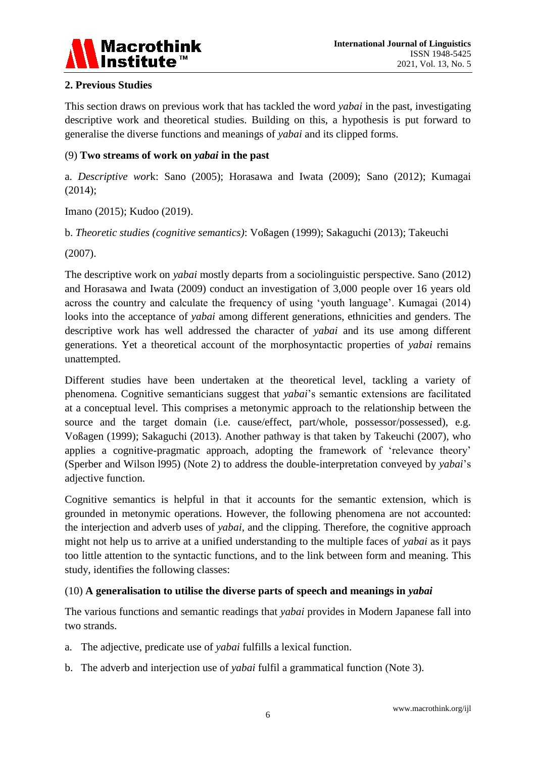## 2. Previous Studies

This section draws on previous work that has tackled the word *yabai* in the past, investigating descriptive work and theoretical studies. Building on this, a hypothesis is put forward to generalise the diverse functions and meanings of *yabai* and its clipped forms.

(9) **Two streams of work on *yabai* in the past**

a. *Descriptive work*: Sano (2005); Horasawa and Iwata (2009); Sano (2012); Kumagai (2014);

Imano (2015); Kudoo (2019).

b. *Theoretic studies (cognitive semantics)*: Voßagen (1999); Sakaguchi (2013); Takeuchi (2007).

The descriptive work on *yabai* mostly departs from a sociolinguistic perspective. Sano (2012) and Horasawa and Iwata (2009) conduct an investigation of 3,000 people over 16 years old across the country and calculate the frequency of using 'youth language'. Kumagai (2014) looks into the acceptance of *yabai* among different generations, ethnicities and genders. The descriptive work has well addressed the character of *yabai* and its use among different generations. Yet a theoretical account of the morphosyntactic properties of *yabai* remains unattempted.

Different studies have been undertaken at the theoretical level, tackling a variety of phenomena. Cognitive semanticians suggest that *yabai*'s semantic extensions are facilitated at a conceptual level. This comprises a metonymic approach to the relationship between the source and the target domain (i.e. cause/effect, part/whole, possessor/possessed), e.g. Voßagen (1999); Sakaguchi (2013). Another pathway is that taken by Takeuchi (2007), who applies a cognitive-pragmatic approach, adopting the framework of 'relevance theory' (Sperber and Wilson l995) (Note 2) to address the double-interpretation conveyed by *yabai*'s adjective function.

Cognitive semantics is helpful in that it accounts for the semantic extension, which is grounded in metonymic operations. However, the following phenomena are not accounted: the interjection and adverb uses of *yabai*, and the clipping. Therefore, the cognitive approach might not help us to arrive at a unified understanding to the multiple faces of *yabai* as it pays too little attention to the syntactic functions, and to the link between form and meaning. This study, identifies the following classes:

(10) **A generalisation to utilise the diverse parts of speech and meanings in *yabai***

The various functions and semantic readings that *yabai* provides in Modern Japanese fall into two strands.

a. The adjective, predicate use of *yabai* fulfills a lexical function.

b. The adverb and interjection use of *yabai* fulfil a grammatical function (Note 3).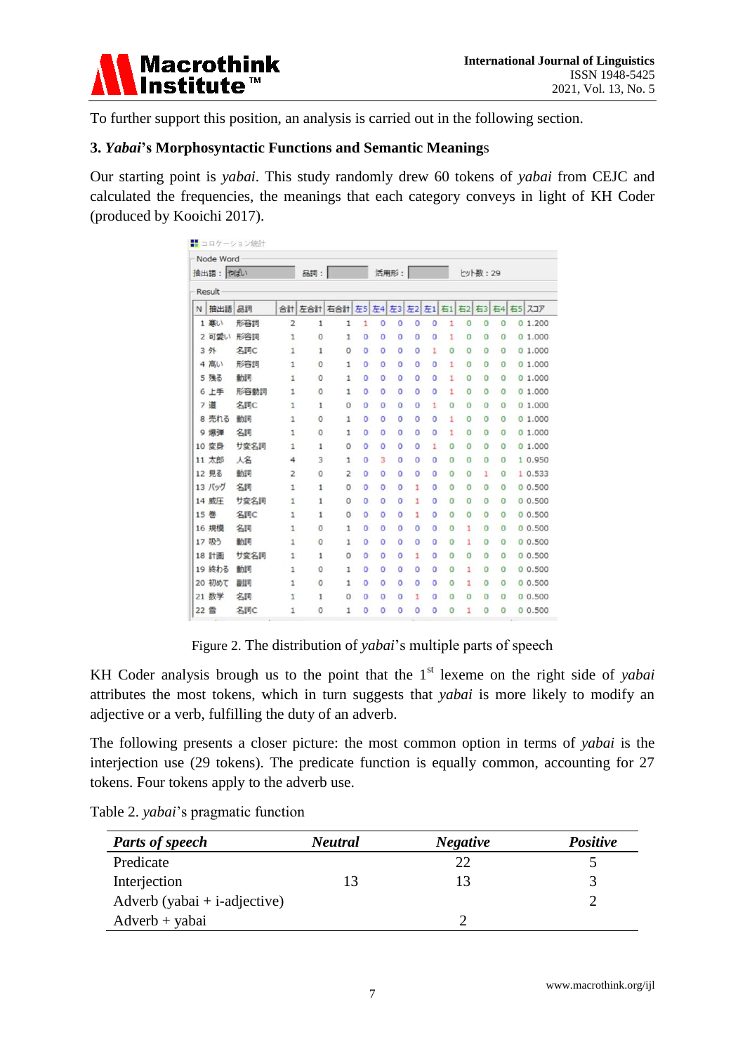To further support this position, an analysis is carried out in the following section.

### 3. *Yabai*'s Morphosyntactic Functions and Semantic Meanings

Our starting point is *yabai*. This study randomly drew 60 tokens of *yabai* from CEJC and calculated the frequencies, the meanings that each category conveys in light of KH Coder (produced by Kooichi 2017).

コロケーション統計

Node Word — 抽出語：やばい　品詞：　活用形：　ヒット数：29

Result

| N | 抽出語 | 品詞 | 合計 | 左合計 | 右合計 | 左5 | 左4 | 左3 | 左2 | 左1 | 右1 | 右2 | 右3 | 右4 | 右5 | スコア |
|---|---|---|---|---|---|---|---|---|---|---|---|---|---|---|---|---|
| 1 | 寒い | 形容詞 | 2 | 1 | 1 | 1 | 0 | 0 | 0 | 0 | 1 | 0 | 0 | 0 | 0 | 1.200 |
| 2 | 可愛い | 形容詞 | 1 | 0 | 1 | 0 | 0 | 0 | 0 | 0 | 1 | 0 | 0 | 0 | 0 | 1.000 |
| 3 | 外 | 名詞C | 1 | 1 | 0 | 0 | 0 | 0 | 0 | 1 | 0 | 0 | 0 | 0 | 0 | 1.000 |
| 4 | 高い | 形容詞 | 1 | 0 | 1 | 0 | 0 | 0 | 0 | 0 | 1 | 0 | 0 | 0 | 0 | 1.000 |
| 5 | 残る | 動詞 | 1 | 0 | 1 | 0 | 0 | 0 | 0 | 0 | 1 | 0 | 0 | 0 | 0 | 1.000 |
| 6 | 上手 | 形容動詞 | 1 | 0 | 1 | 0 | 0 | 0 | 0 | 0 | 1 | 0 | 0 | 0 | 0 | 1.000 |
| 7 | 道 | 名詞C | 1 | 1 | 0 | 0 | 0 | 0 | 0 | 1 | 0 | 0 | 0 | 0 | 0 | 1.000 |
| 8 | 売れる | 動詞 | 1 | 0 | 1 | 0 | 0 | 0 | 0 | 0 | 1 | 0 | 0 | 0 | 0 | 1.000 |
| 9 | 爆弾 | 名詞 | 1 | 0 | 1 | 0 | 0 | 0 | 0 | 0 | 1 | 0 | 0 | 0 | 0 | 1.000 |
| 10 | 変身 | サ変名詞 | 1 | 1 | 0 | 0 | 0 | 0 | 0 | 1 | 0 | 0 | 0 | 0 | 0 | 1.000 |
| 11 | 太郎 | 人名 | 4 | 3 | 1 | 0 | 3 | 0 | 0 | 0 | 0 | 0 | 0 | 0 | 1 | 0.950 |
| 12 | 見る | 動詞 | 2 | 0 | 2 | 0 | 0 | 0 | 0 | 0 | 0 | 0 | 1 | 0 | 1 | 0.533 |
| 13 | バッグ | 名詞 | 1 | 1 | 0 | 0 | 0 | 0 | 1 | 0 | 0 | 0 | 0 | 0 | 0 | 0.500 |
| 14 | 威圧 | サ変名詞 | 1 | 1 | 0 | 0 | 0 | 0 | 1 | 0 | 0 | 0 | 0 | 0 | 0 | 0.500 |
| 15 | 巻 | 名詞C | 1 | 1 | 0 | 0 | 0 | 0 | 1 | 0 | 0 | 0 | 0 | 0 | 0 | 0.500 |
| 16 | 規模 | 名詞 | 1 | 0 | 1 | 0 | 0 | 0 | 0 | 0 | 0 | 1 | 0 | 0 | 0 | 0.500 |
| 17 | 吸う | 動詞 | 1 | 0 | 1 | 0 | 0 | 0 | 0 | 0 | 0 | 1 | 0 | 0 | 0 | 0.500 |
| 18 | 計画 | サ変名詞 | 1 | 1 | 0 | 0 | 0 | 0 | 1 | 0 | 0 | 0 | 0 | 0 | 0 | 0.500 |
| 19 | 終わる | 動詞 | 1 | 0 | 1 | 0 | 0 | 0 | 0 | 0 | 0 | 1 | 0 | 0 | 0 | 0.500 |
| 20 | 初めて | 副詞 | 1 | 0 | 1 | 0 | 0 | 0 | 0 | 0 | 0 | 1 | 0 | 0 | 0 | 0.500 |
| 21 | 数学 | 名詞 | 1 | 1 | 0 | 0 | 0 | 0 | 1 | 0 | 0 | 0 | 0 | 0 | 0 | 0.500 |
| 22 | 雪 | 名詞C | 1 | 0 | 1 | 0 | 0 | 0 | 0 | 0 | 0 | 1 | 0 | 0 | 0 | 0.500 |

Figure 2. The distribution of *yabai*'s multiple parts of speech

KH Coder analysis brough us to the point that the 1st lexeme on the right side of *yabai* attributes the most tokens, which in turn suggests that *yabai* is more likely to modify an adjective or a verb, fulfilling the duty of an adverb.

The following presents a closer picture: the most common option in terms of *yabai* is the interjection use (29 tokens). The predicate function is equally common, accounting for 27 tokens. Four tokens apply to the adverb use.

Table 2. *yabai*'s pragmatic function

| *Parts of speech* | *Neutral* | *Negative* | *Positive* |
|---|---|---|---|
| Predicate | | 22 | 5 |
| Interjection | 13 | 13 | 3 |
| Adverb (yabai + i-adjective) | | | 2 |
| Adverb + yabai | | 2 | |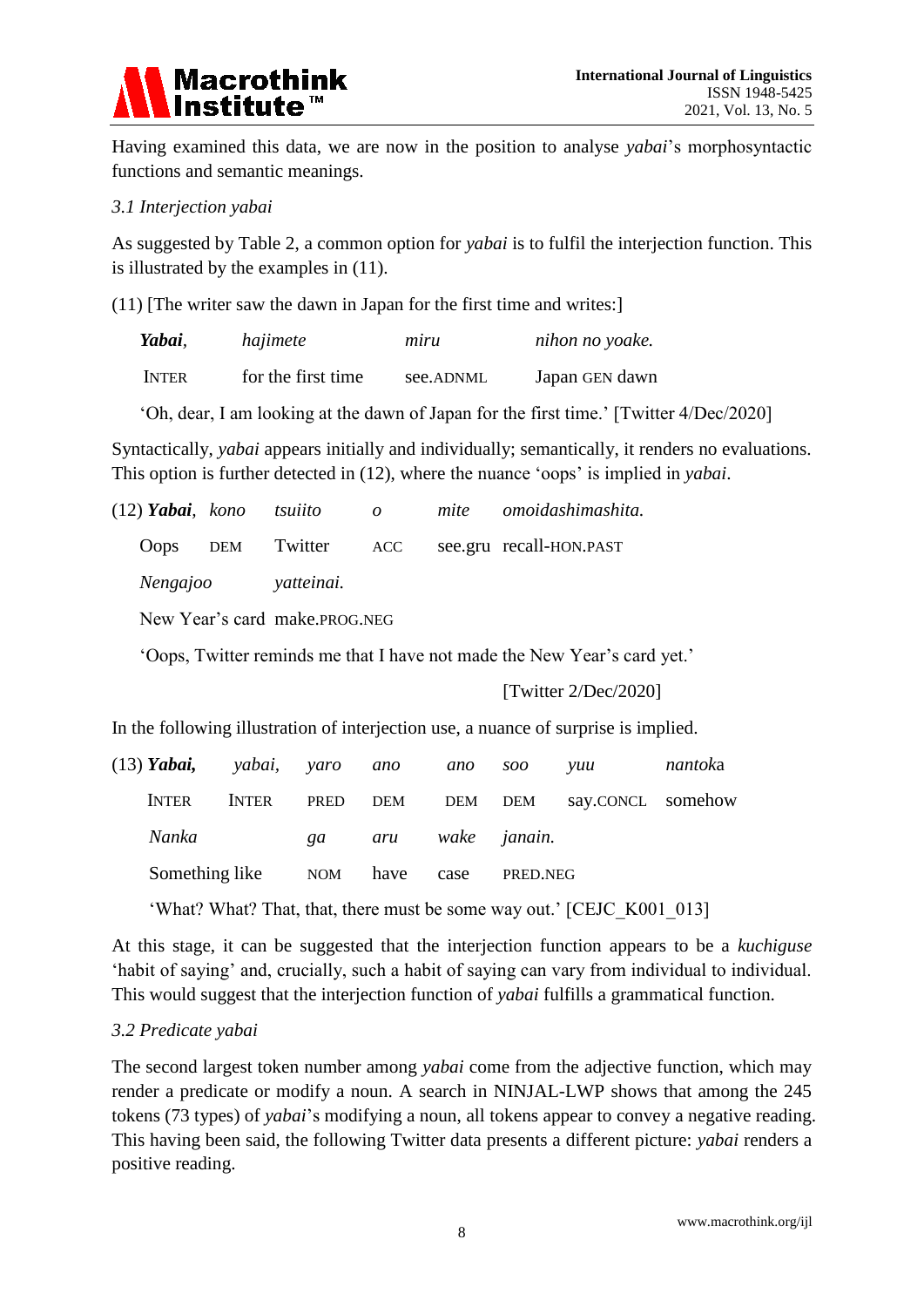Having examined this data, we are now in the position to analyse *yabai*'s morphosyntactic functions and semantic meanings.

*3.1 Interjection yabai*

As suggested by Table 2, a common option for *yabai* is to fulfil the interjection function. This is illustrated by the examples in (11).

(11) [The writer saw the dawn in Japan for the first time and writes:]

| ***Yabai***, | *hajimete* | *miru* | *nihon no yoake.* |
|---|---|---|---|
| INTER | for the first time | see.ADNML | Japan GEN dawn |

'Oh, dear, I am looking at the dawn of Japan for the first time.' [Twitter 4/Dec/2020]

Syntactically, *yabai* appears initially and individually; semantically, it renders no evaluations. This option is further detected in (12), where the nuance 'oops' is implied in *yabai*.

| (12) ***Yabai***, | *kono* | *tsuiito* | *o* | *mite* | *omoidashimashita.* |
|---|---|---|---|---|---|
| Oops | DEM | Twitter | ACC | see.gru | recall-HON.PAST |

| *Nengajoo* | *yatteinai.* |
|---|---|
| New Year's card | make.PROG.NEG |

'Oops, Twitter reminds me that I have not made the New Year's card yet.'

[Twitter 2/Dec/2020]

In the following illustration of interjection use, a nuance of surprise is implied.

| (13) ***Yabai,*** | *yabai,* | *yaro* | *ano* | *ano* | *soo* | *yuu* | *nantoka* |
|---|---|---|---|---|---|---|---|
| INTER | INTER | PRED | DEM | DEM | DEM | say.CONCL | somehow |

| *Nanka* | *ga* | *aru* | *wake* | *janain.* |
|---|---|---|---|---|
| Something like | NOM | have | case | PRED.NEG |

'What? What? That, that, there must be some way out.' [CEJC_K001_013]

At this stage, it can be suggested that the interjection function appears to be a *kuchiguse* 'habit of saying' and, crucially, such a habit of saying can vary from individual to individual. This would suggest that the interjection function of *yabai* fulfills a grammatical function.

*3.2 Predicate yabai*

The second largest token number among *yabai* come from the adjective function, which may render a predicate or modify a noun. A search in NINJAL-LWP shows that among the 245 tokens (73 types) of *yabai*'s modifying a noun, all tokens appear to convey a negative reading. This having been said, the following Twitter data presents a different picture: *yabai* renders a positive reading.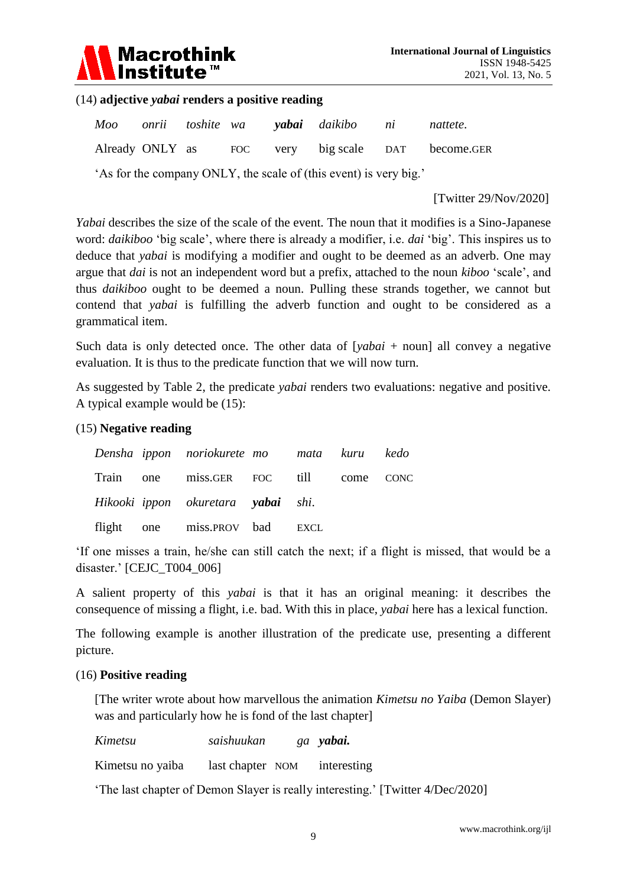(14) **adjective *yabai* renders a positive reading**

| *Moo* | *onrii* | *toshite* | *wa* | ***yabai*** | *daikibo* | *ni* | *nattete.* |
|---|---|---|---|---|---|---|---|
| Already | ONLY | as | FOC | very | big scale | DAT | become.GER |

'As for the company ONLY, the scale of (this event) is very big.'

[Twitter 29/Nov/2020]

*Yabai* describes the size of the scale of the event. The noun that it modifies is a Sino-Japanese word: *daikiboo* 'big scale', where there is already a modifier, i.e. *dai* 'big'. This inspires us to deduce that *yabai* is modifying a modifier and ought to be deemed as an adverb. One may argue that *dai* is not an independent word but a prefix, attached to the noun *kiboo* 'scale', and thus *daikiboo* ought to be deemed a noun. Pulling these strands together, we cannot but contend that *yabai* is fulfilling the adverb function and ought to be considered as a grammatical item.

Such data is only detected once. The other data of [*yabai* + noun] all convey a negative evaluation. It is thus to the predicate function that we will now turn.

As suggested by Table 2, the predicate *yabai* renders two evaluations: negative and positive. A typical example would be (15):

(15) **Negative reading**

| *Densha* | *ippon* | *noriokurete* | *mo* | *mata* | *kuru* | *kedo* |
|---|---|---|---|---|---|---|
| Train | one | miss.GER | FOC | till | come | CONC |
| *Hikooki* | *ippon* | *okuretara* | ***yabai*** | *shi.* | | |
| flight | one | miss.PROV | bad | EXCL | | |

'If one misses a train, he/she can still catch the next; if a flight is missed, that would be a disaster.' [CEJC_T004_006]

A salient property of this *yabai* is that it has an original meaning: it describes the consequence of missing a flight, i.e. bad. With this in place, *yabai* here has a lexical function.

The following example is another illustration of the predicate use, presenting a different picture.

(16) **Positive reading**

[The writer wrote about how marvellous the animation *Kimetsu no Yaiba* (Demon Slayer) was and particularly how he is fond of the last chapter]

| *Kimetsu* | *saishuukan* | *ga* | ***yabai.*** |
|---|---|---|---|
| Kimetsu no yaiba | last chapter | NOM | interesting |

'The last chapter of Demon Slayer is really interesting.' [Twitter 4/Dec/2020]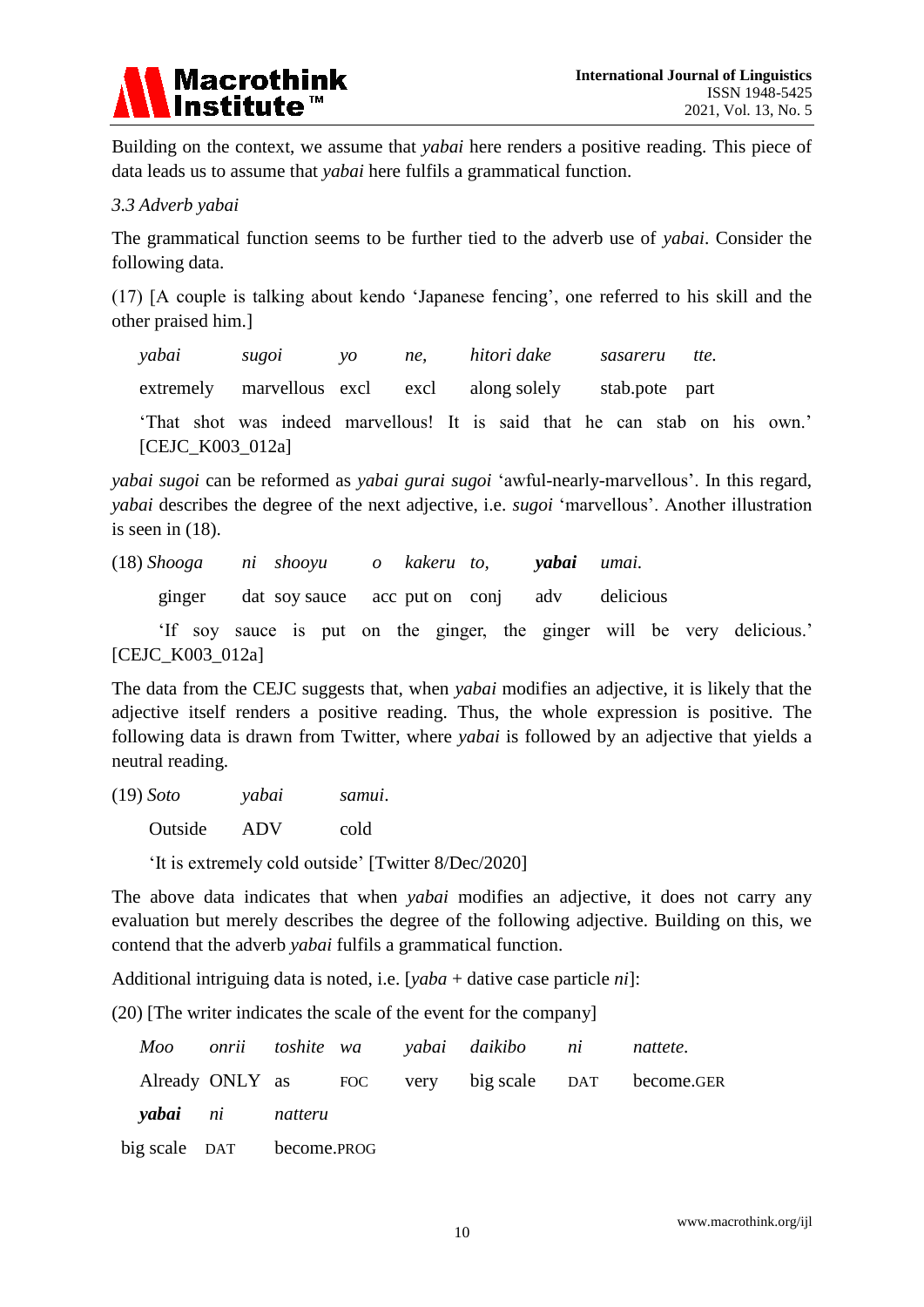Building on the context, we assume that *yabai* here renders a positive reading. This piece of data leads us to assume that *yabai* here fulfils a grammatical function.

*3.3 Adverb yabai*

The grammatical function seems to be further tied to the adverb use of *yabai*. Consider the following data.

(17) [A couple is talking about kendo 'Japanese fencing', one referred to his skill and the other praised him.]

| *yabai* | *sugoi* | *yo* | *ne,* | *hitori dake* | *sasareru* | *tte.* |
|---|---|---|---|---|---|---|
| extremely | marvellous | excl | excl | along solely | stab.pote | part |

'That shot was indeed marvellous! It is said that he can stab on his own.' [CEJC_K003_012a]

*yabai sugoi* can be reformed as *yabai gurai sugoi* 'awful-nearly-marvellous'. In this regard, *yabai* describes the degree of the next adjective, i.e. *sugoi* 'marvellous'. Another illustration is seen in (18).

(18)

| *Shooga* | *ni* | *shooyu* | *o* | *kakeru* | *to,* | ***yabai*** | *umai.* |
|---|---|---|---|---|---|---|---|
| ginger | dat | soy sauce | acc | put on | conj | adv | delicious |

'If soy sauce is put on the ginger, the ginger will be very delicious.' [CEJC_K003_012a]

The data from the CEJC suggests that, when *yabai* modifies an adjective, it is likely that the adjective itself renders a positive reading. Thus, the whole expression is positive. The following data is drawn from Twitter, where *yabai* is followed by an adjective that yields a neutral reading.

(19)

| *Soto* | *yabai* | *samui.* |
|---|---|---|
| Outside | ADV | cold |

'It is extremely cold outside' [Twitter 8/Dec/2020]

The above data indicates that when *yabai* modifies an adjective, it does not carry any evaluation but merely describes the degree of the following adjective. Building on this, we contend that the adverb *yabai* fulfils a grammatical function.

Additional intriguing data is noted, i.e. [*yaba* + dative case particle *ni*]:

(20) [The writer indicates the scale of the event for the company]

| *Moo* | *onrii* | *toshite* | *wa* | *yabai* | *daikibo* | *ni* | *nattete.* |
|---|---|---|---|---|---|---|---|
| Already | ONLY | as | FOC | very | big scale | DAT | become.GER |
| ***yabai*** | *ni* | *natteru* | | | | | |
| big scale | DAT | become.PROG | | | | | |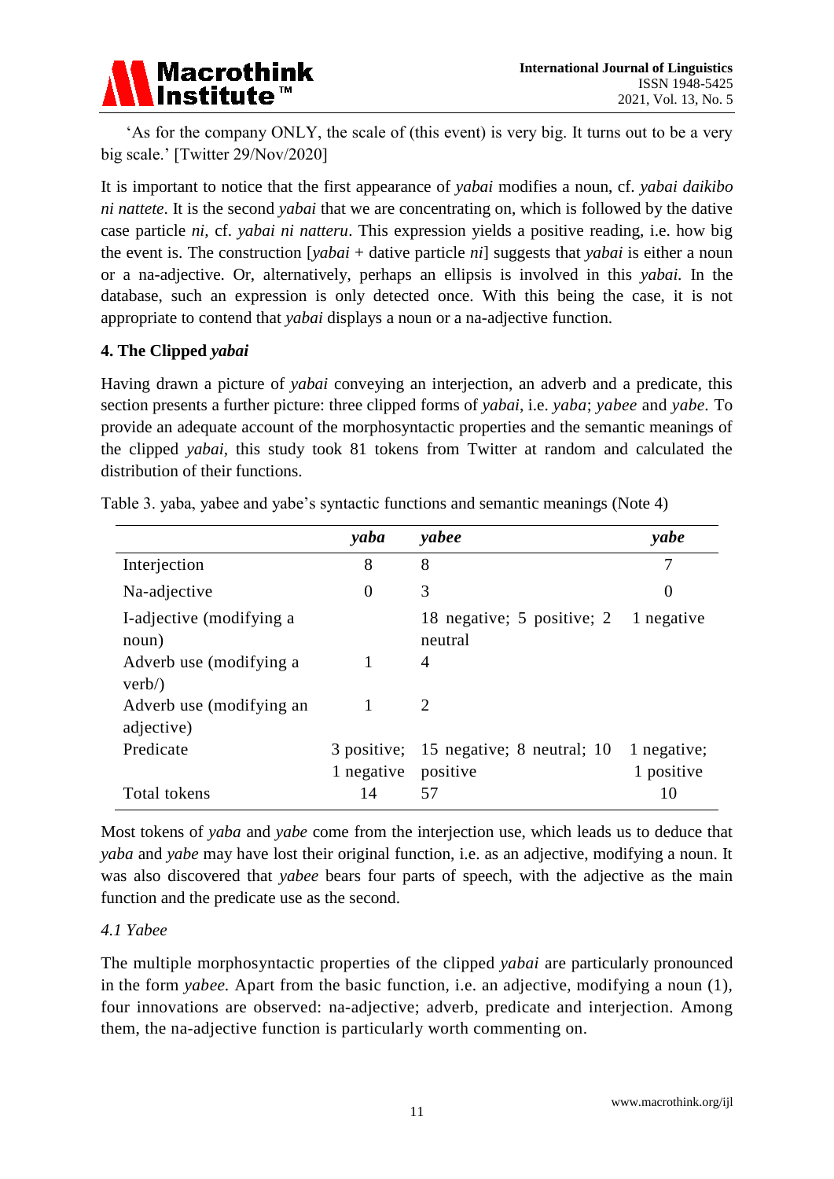'As for the company ONLY, the scale of (this event) is very big. It turns out to be a very big scale.' [Twitter 29/Nov/2020]

It is important to notice that the first appearance of *yabai* modifies a noun, cf. *yabai daikibo ni nattete*. It is the second *yabai* that we are concentrating on, which is followed by the dative case particle *ni*, cf. *yabai ni natteru*. This expression yields a positive reading, i.e. how big the event is. The construction [*yabai* + dative particle *ni*] suggests that *yabai* is either a noun or a na-adjective. Or, alternatively, perhaps an ellipsis is involved in this *yabai.* In the database, such an expression is only detected once. With this being the case, it is not appropriate to contend that *yabai* displays a noun or a na-adjective function.

## 4. The Clipped *yabai*

Having drawn a picture of *yabai* conveying an interjection, an adverb and a predicate, this section presents a further picture: three clipped forms of *yabai*, i.e. *yaba*; *yabee* and *yabe*. To provide an adequate account of the morphosyntactic properties and the semantic meanings of the clipped *yabai,* this study took 81 tokens from Twitter at random and calculated the distribution of their functions.

Table 3. yaba, yabee and yabe's syntactic functions and semantic meanings (Note 4)

| | *yaba* | *yabee* | *yabe* |
|---|---|---|---|
| Interjection | 8 | 8 | 7 |
| Na-adjective | 0 | 3 | 0 |
| I-adjective (modifying a noun) | | 18 negative; 5 positive; 2 neutral | 1 negative |
| Adverb use (modifying a verb/) | 1 | 4 | |
| Adverb use (modifying an adjective) | 1 | 2 | |
| Predicate | 3 positive; 1 negative | 15 negative; 8 neutral; 10 positive | 1 negative; 1 positive |
| Total tokens | 14 | 57 | 10 |

Most tokens of *yaba* and *yabe* come from the interjection use, which leads us to deduce that *yaba* and *yabe* may have lost their original function, i.e. as an adjective, modifying a noun. It was also discovered that *yabee* bears four parts of speech, with the adjective as the main function and the predicate use as the second.

### *4.1 Yabee*

The multiple morphosyntactic properties of the clipped *yabai* are particularly pronounced in the form *yabee.* Apart from the basic function, i.e. an adjective, modifying a noun (1), four innovations are observed: na-adjective; adverb, predicate and interjection. Among them, the na-adjective function is particularly worth commenting on.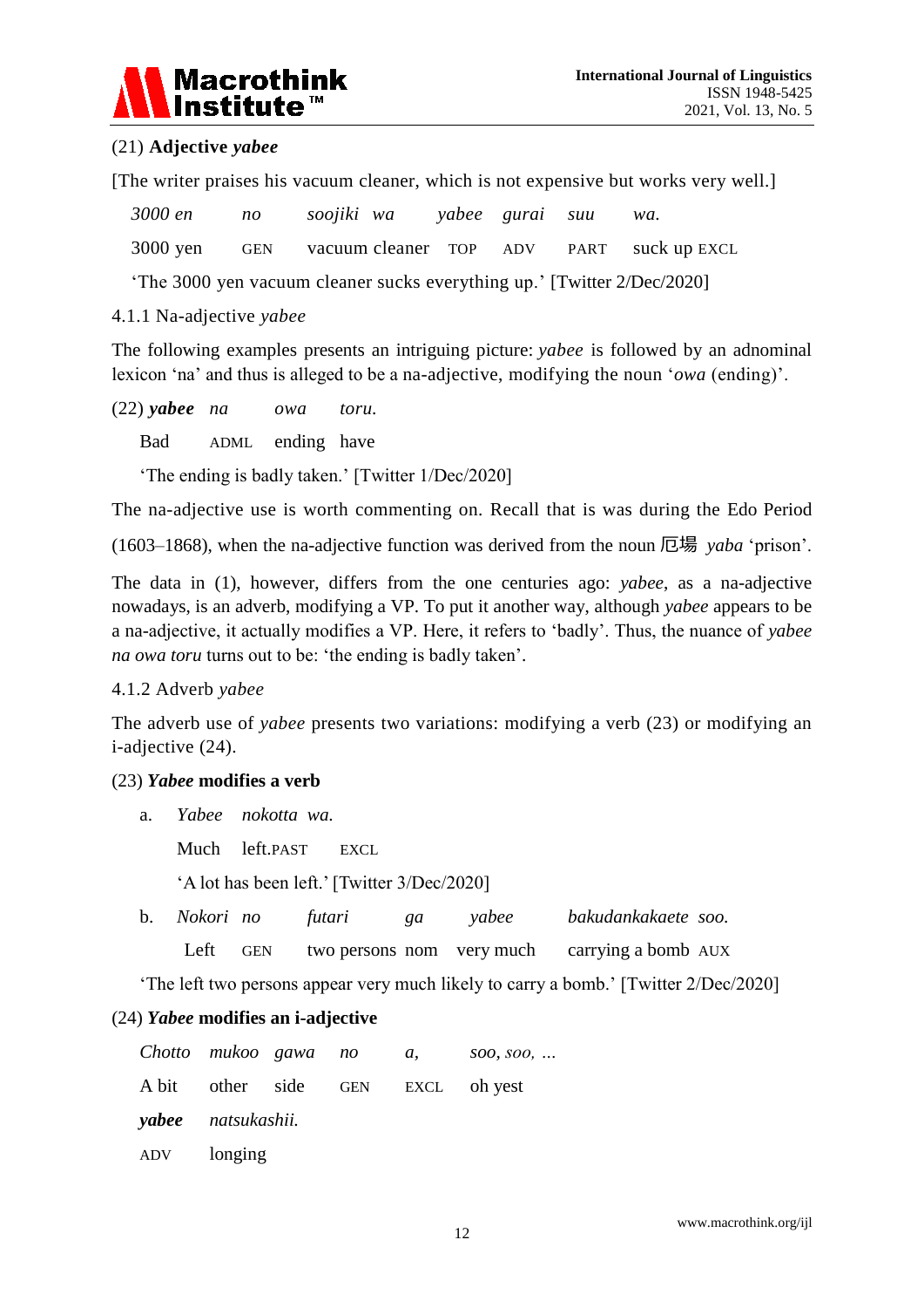(21) **Adjective *yabee***

[The writer praises his vacuum cleaner, which is not expensive but works very well.]

| *3000 en* | *no* | *soojiki* | *wa* | *yabee* | *gurai* | *suu* | *wa.* |
|---|---|---|---|---|---|---|---|
| 3000 yen | GEN | vacuum cleaner | TOP | ADV | PART | suck up | EXCL |

'The 3000 yen vacuum cleaner sucks everything up.' [Twitter 2/Dec/2020]

4.1.1 Na-adjective *yabee*

The following examples presents an intriguing picture: *yabee* is followed by an adnominal lexicon 'na' and thus is alleged to be a na-adjective, modifying the noun '*owa* (ending)'.

| (22) ***yabee*** | *na* | *owa* | *toru.* |
|---|---|---|---|
| Bad | ADML | ending | have |

'The ending is badly taken.' [Twitter 1/Dec/2020]

The na-adjective use is worth commenting on. Recall that is was during the Edo Period (1603–1868), when the na-adjective function was derived from the noun 厄場 *yaba* 'prison'.

The data in (1), however, differs from the one centuries ago: *yabee*, as a na-adjective nowadays, is an adverb, modifying a VP. To put it another way, although *yabee* appears to be a na-adjective, it actually modifies a VP. Here, it refers to 'badly'. Thus, the nuance of *yabee na owa toru* turns out to be: 'the ending is badly taken'.

4.1.2 Adverb *yabee*

The adverb use of *yabee* presents two variations: modifying a verb (23) or modifying an i-adjective (24).

(23) ***Yabee*** **modifies a verb**

a.

| *Yabee* | *nokotta* | *wa.* |
|---|---|---|
| Much | left.PAST | EXCL |

'A lot has been left.' [Twitter 3/Dec/2020]

b.

| *Nokori* | *no* | *futari* | *ga* | *yabee* | *bakudankakaete* | *soo.* |
|---|---|---|---|---|---|---|
| Left | GEN | two persons | nom | very much | carrying a bomb | AUX |

'The left two persons appear very much likely to carry a bomb.' [Twitter 2/Dec/2020]

(24) ***Yabee*** **modifies an i-adjective**

| *Chotto* | *mukoo* | *gawa* | *no* | *a,* | *soo, soo, …* |
|---|---|---|---|---|---|
| A bit | other | side | GEN | EXCL | oh yest |

| ***yabee*** | *natsukashii.* |
|---|---|
| ADV | longing |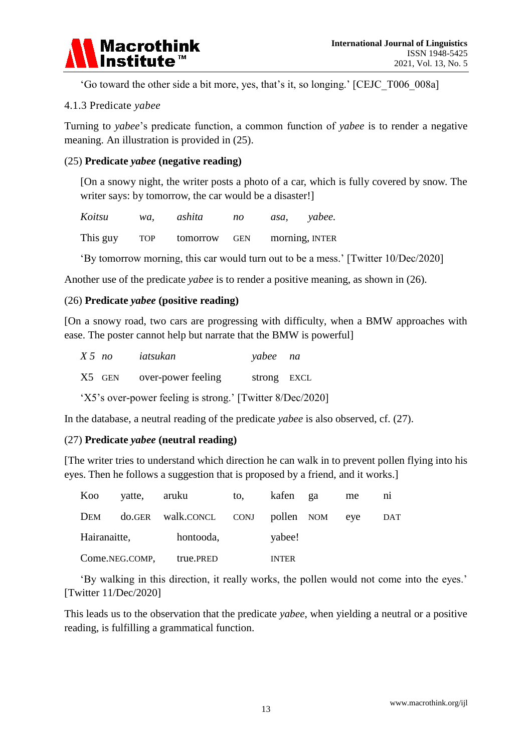‘Go toward the other side a bit more, yes, that’s it, so longing.’ [CEJC_T006_008a]

### 4.1.3 Predicate *yabee*

Turning to *yabee*’s predicate function, a common function of *yabee* is to render a negative meaning. An illustration is provided in (25).

(25) **Predicate *yabee* (negative reading)**

[On a snowy night, the writer posts a photo of a car, which is fully covered by snow. The writer says: by tomorrow, the car would be a disaster!]

| *Koitsu* | *wa,* | *ashita* | *no* | *asa,* | *yabee.* |
|---|---|---|---|---|---|
| This guy | TOP | tomorrow | GEN | morning, | INTER |

‘By tomorrow morning, this car would turn out to be a mess.’ [Twitter 10/Dec/2020]

Another use of the predicate *yabee* is to render a positive meaning, as shown in (26).

(26) **Predicate *yabee* (positive reading)**

[On a snowy road, two cars are progressing with difficulty, when a BMW approaches with ease. The poster cannot help but narrate that the BMW is powerful]

| *X 5* | *no* | *iatsukan* | *yabee* | *na* |
|---|---|---|---|---|
| X5 | GEN | over-power feeling | strong | EXCL |

‘X5’s over-power feeling is strong.’ [Twitter 8/Dec/2020]

In the database, a neutral reading of the predicate *yabee* is also observed, cf. (27).

(27) **Predicate *yabee* (neutral reading)**

[The writer tries to understand which direction he can walk in to prevent pollen flying into his eyes. Then he follows a suggestion that is proposed by a friend, and it works.]

| Koo | yatte, | aruku | to, | kafen | ga | me | ni |
|---|---|---|---|---|---|---|---|
| DEM | do.GER | walk.CONCL | CONJ | pollen | NOM | eye | DAT |

| Hairanaitte, | hontooda, | yabee! |
|---|---|---|
| Come.NEG.COMP, | true.PRED | INTER |

‘By walking in this direction, it really works, the pollen would not come into the eyes.’ [Twitter 11/Dec/2020]

This leads us to the observation that the predicate *yabee*, when yielding a neutral or a positive reading, is fulfilling a grammatical function.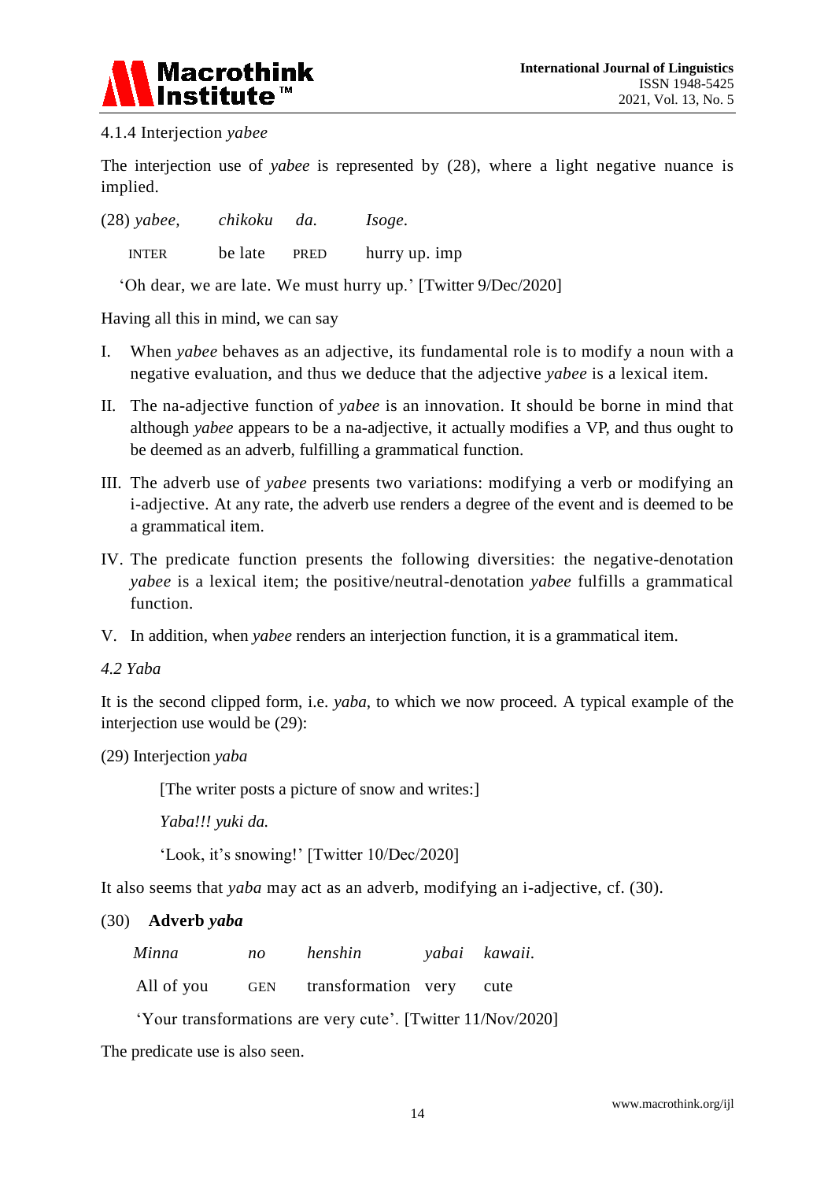4.1.4 Interjection *yabee*

The interjection use of *yabee* is represented by (28), where a light negative nuance is implied.

(28) *yabee,* *chikoku* *da.* *Isoge.*

INTER be late PRED hurry up. imp

'Oh dear, we are late. We must hurry up.' [Twitter 9/Dec/2020]

Having all this in mind, we can say

I. When *yabee* behaves as an adjective, its fundamental role is to modify a noun with a negative evaluation, and thus we deduce that the adjective *yabee* is a lexical item.

II. The na-adjective function of *yabee* is an innovation. It should be borne in mind that although *yabee* appears to be a na-adjective, it actually modifies a VP, and thus ought to be deemed as an adverb, fulfilling a grammatical function.

III. The adverb use of *yabee* presents two variations: modifying a verb or modifying an i-adjective. At any rate, the adverb use renders a degree of the event and is deemed to be a grammatical item.

IV. The predicate function presents the following diversities: the negative-denotation *yabee* is a lexical item; the positive/neutral-denotation *yabee* fulfills a grammatical function.

V. In addition, when *yabee* renders an interjection function, it is a grammatical item.

*4.2 Yaba*

It is the second clipped form, i.e. *yaba*, to which we now proceed. A typical example of the interjection use would be (29):

(29) Interjection *yaba*

[The writer posts a picture of snow and writes:]

*Yaba!!! yuki da.*

'Look, it's snowing!' [Twitter 10/Dec/2020]

It also seems that *yaba* may act as an adverb, modifying an i-adjective, cf. (30).

(30) **Adverb *yaba***

*Minna* *no* *henshin* *yabai* *kawaii.*

All of you GEN transformation very cute

'Your transformations are very cute'. [Twitter 11/Nov/2020]

The predicate use is also seen.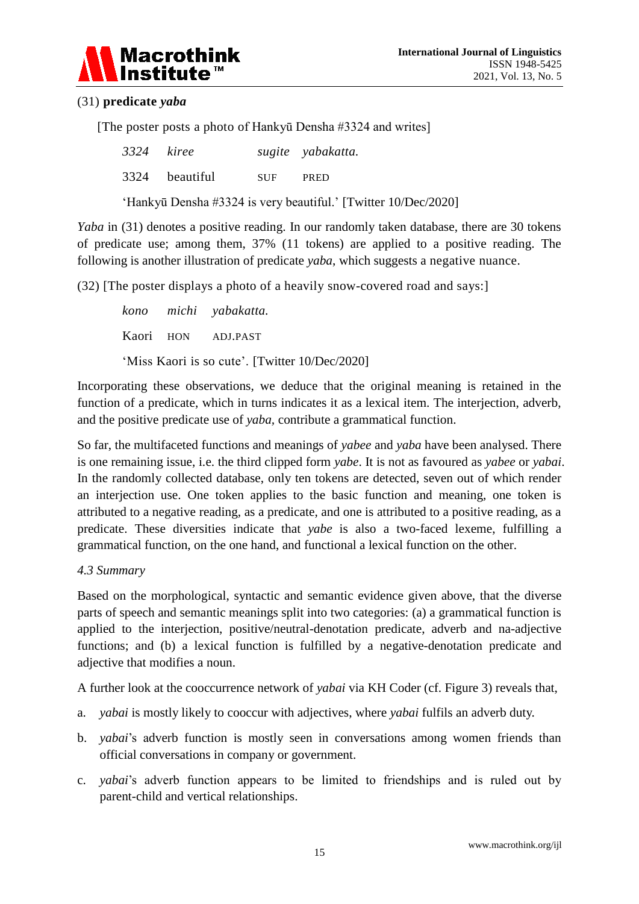(31) **predicate *yaba***

[The poster posts a photo of Hankyū Densha #3324 and writes]

| *3324* | *kiree* | *sugite* | *yabakatta.* |
|---|---|---|---|
| 3324 | beautiful | SUF | PRED |

'Hankyū Densha #3324 is very beautiful.' [Twitter 10/Dec/2020]

*Yaba* in (31) denotes a positive reading. In our randomly taken database, there are 30 tokens of predicate use; among them, 37% (11 tokens) are applied to a positive reading. The following is another illustration of predicate *yaba*, which suggests a negative nuance.

(32) [The poster displays a photo of a heavily snow-covered road and says:]

| *kono* | *michi* | *yabakatta.* |
|---|---|---|
| Kaori | HON | ADJ.PAST |

'Miss Kaori is so cute'. [Twitter 10/Dec/2020]

Incorporating these observations, we deduce that the original meaning is retained in the function of a predicate, which in turns indicates it as a lexical item. The interjection, adverb, and the positive predicate use of *yaba*, contribute a grammatical function.

So far, the multifaceted functions and meanings of *yabee* and *yaba* have been analysed. There is one remaining issue, i.e. the third clipped form *yabe*. It is not as favoured as *yabee* or *yabai*. In the randomly collected database, only ten tokens are detected, seven out of which render an interjection use. One token applies to the basic function and meaning, one token is attributed to a negative reading, as a predicate, and one is attributed to a positive reading, as a predicate. These diversities indicate that *yabe* is also a two-faced lexeme, fulfilling a grammatical function, on the one hand, and functional a lexical function on the other.

### *4.3 Summary*

Based on the morphological, syntactic and semantic evidence given above, that the diverse parts of speech and semantic meanings split into two categories: (a) a grammatical function is applied to the interjection, positive/neutral-denotation predicate, adverb and na-adjective functions; and (b) a lexical function is fulfilled by a negative-denotation predicate and adjective that modifies a noun.

A further look at the cooccurrence network of *yabai* via KH Coder (cf. Figure 3) reveals that,

a. *yabai* is mostly likely to cooccur with adjectives, where *yabai* fulfils an adverb duty.

b. *yabai*'s adverb function is mostly seen in conversations among women friends than official conversations in company or government.

c. *yabai*'s adverb function appears to be limited to friendships and is ruled out by parent-child and vertical relationships.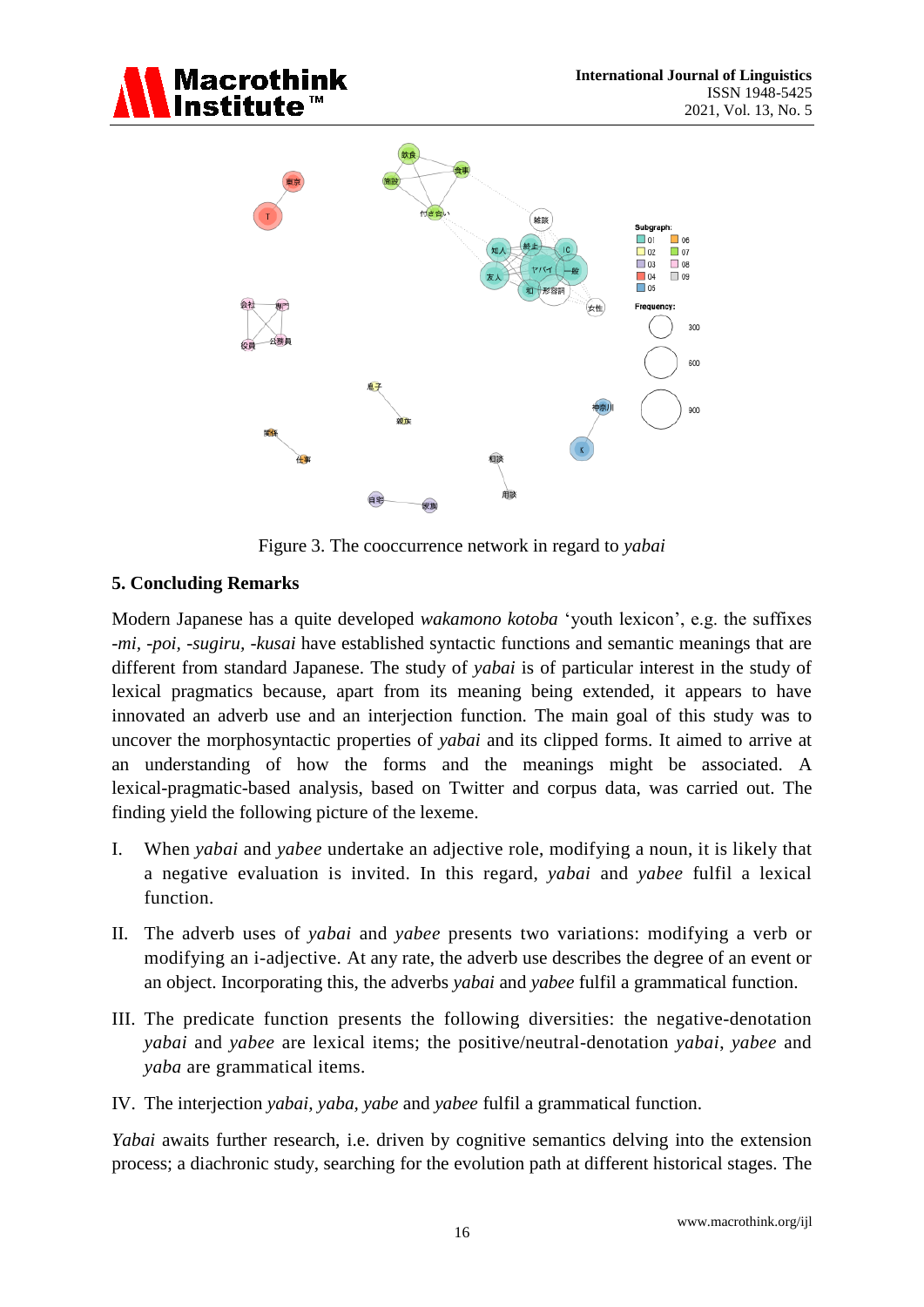Figure 3. The cooccurrence network in regard to *yabai*

## 5. Concluding Remarks

Modern Japanese has a quite developed *wakamono kotoba* 'youth lexicon', e.g. the suffixes *-mi*, *-poi*, *-sugiru*, *-kusai* have established syntactic functions and semantic meanings that are different from standard Japanese. The study of *yabai* is of particular interest in the study of lexical pragmatics because, apart from its meaning being extended, it appears to have innovated an adverb use and an interjection function. The main goal of this study was to uncover the morphosyntactic properties of *yabai* and its clipped forms. It aimed to arrive at an understanding of how the forms and the meanings might be associated. A lexical-pragmatic-based analysis, based on Twitter and corpus data, was carried out. The finding yield the following picture of the lexeme.

I. When *yabai* and *yabee* undertake an adjective role, modifying a noun, it is likely that a negative evaluation is invited. In this regard, *yabai* and *yabee* fulfil a lexical function.

II. The adverb uses of *yabai* and *yabee* presents two variations: modifying a verb or modifying an i-adjective. At any rate, the adverb use describes the degree of an event or an object. Incorporating this, the adverbs *yabai* and *yabee* fulfil a grammatical function.

III. The predicate function presents the following diversities: the negative-denotation *yabai* and *yabee* are lexical items; the positive/neutral-denotation *yabai*, *yabee* and *yaba* are grammatical items.

IV. The interjection *yabai*, *yaba*, *yabe* and *yabee* fulfil a grammatical function.

*Yabai* awaits further research, i.e. driven by cognitive semantics delving into the extension process; a diachronic study, searching for the evolution path at different historical stages. The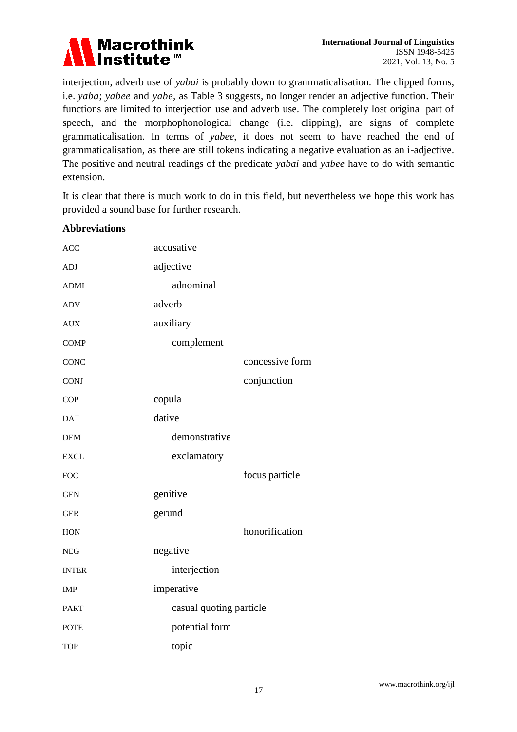interjection, adverb use of *yabai* is probably down to grammaticalisation. The clipped forms, i.e. *yaba*; *yabee* and *yabe,* as Table 3 suggests, no longer render an adjective function. Their functions are limited to interjection use and adverb use. The completely lost original part of speech, and the morphophonological change (i.e. clipping), are signs of complete grammaticalisation. In terms of *yabee*, it does not seem to have reached the end of grammaticalisation, as there are still tokens indicating a negative evaluation as an i-adjective. The positive and neutral readings of the predicate *yabai* and *yabee* have to do with semantic extension.

It is clear that there is much work to do in this field, but nevertheless we hope this work has provided a sound base for further research.

## Abbreviations

| | |
|---|---|
| ACC | accusative |
| ADJ | adjective |
| ADML | adnominal |
| ADV | adverb |
| AUX | auxiliary |
| COMP | complement |
| CONC | concessive form |
| CONJ | conjunction |
| COP | copula |
| DAT | dative |
| DEM | demonstrative |
| EXCL | exclamatory |
| FOC | focus particle |
| GEN | genitive |
| GER | gerund |
| HON | honorification |
| NEG | negative |
| INTER | interjection |
| IMP | imperative |
| PART | casual quoting particle |
| POTE | potential form |
| TOP | topic |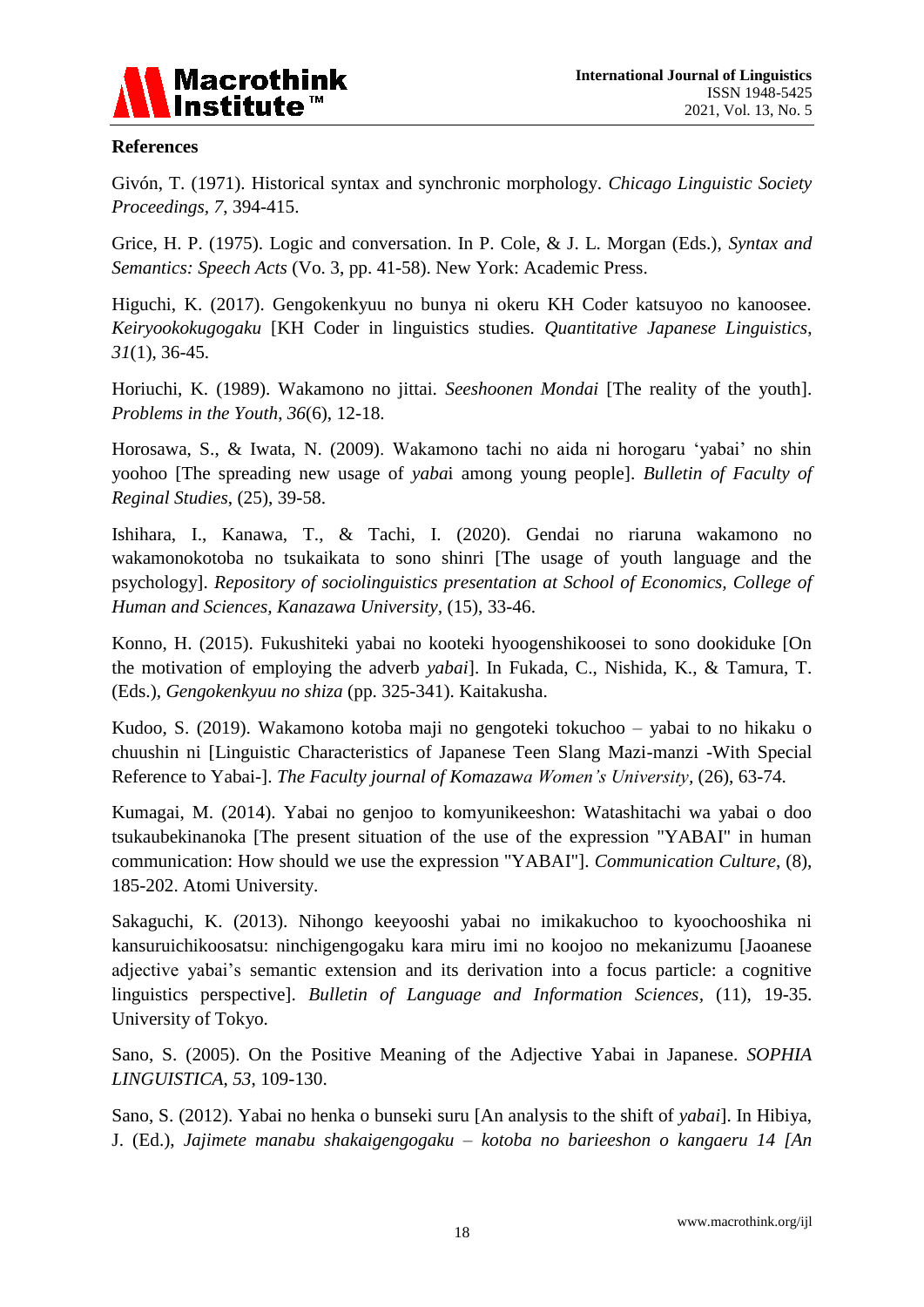## References

Givón, T. (1971). Historical syntax and synchronic morphology. *Chicago Linguistic Society Proceedings*, *7*, 394-415.

Grice, H. P. (1975). Logic and conversation. In P. Cole, & J. L. Morgan (Eds.), *Syntax and Semantics: Speech Acts* (Vo. 3, pp. 41-58). New York: Academic Press.

Higuchi, K. (2017). Gengokenkyuu no bunya ni okeru KH Coder katsuyoo no kanoosee. *Keiryookokugogaku* [KH Coder in linguistics studies. *Quantitative Japanese Linguistics*, *31*(1), 36-45.

Horiuchi, K. (1989). Wakamono no jittai. *Seeshoonen Mondai* [The reality of the youth]. *Problems in the Youth*, *36*(6), 12-18.

Horosawa, S., & Iwata, N. (2009). Wakamono tachi no aida ni horogaru 'yabai' no shin yoohoo [The spreading new usage of *yaba*i among young people]. *Bulletin of Faculty of Reginal Studies*, (25), 39-58.

Ishihara, I., Kanawa, T., & Tachi, I. (2020). Gendai no riaruna wakamono no wakamonokotoba no tsukaikata to sono shinri [The usage of youth language and the psychology]. *Repository of sociolinguistics presentation at School of Economics, College of Human and Sciences, Kanazawa University*, (15), 33-46.

Konno, H. (2015). Fukushiteki yabai no kooteki hyoogenshikoosei to sono dookiduke [On the motivation of employing the adverb *yabai*]. In Fukada, C., Nishida, K., & Tamura, T. (Eds.), *Gengokenkyuu no shiza* (pp. 325-341). Kaitakusha.

Kudoo, S. (2019). Wakamono kotoba maji no gengoteki tokuchoo – yabai to no hikaku o chuushin ni [Linguistic Characteristics of Japanese Teen Slang Mazi-manzi -With Special Reference to Yabai-]. *The Faculty journal of Komazawa Women's University*, (26), 63-74.

Kumagai, M. (2014). Yabai no genjoo to komyunikeeshon: Watashitachi wa yabai o doo tsukaubekinanoka [The present situation of the use of the expression "YABAI" in human communication: How should we use the expression "YABAI"]. *Communication Culture*, (8), 185-202. Atomi University.

Sakaguchi, K. (2013). Nihongo keeyooshi yabai no imikakuchoo to kyoochooshika ni kansuruichikoosatsu: ninchigengogaku kara miru imi no koojoo no mekanizumu [Jaoanese adjective yabai's semantic extension and its derivation into a focus particle: a cognitive linguistics perspective]. *Bulletin of Language and Information Sciences*, (11), 19-35. University of Tokyo.

Sano, S. (2005). On the Positive Meaning of the Adjective Yabai in Japanese. *SOPHIA LINGUISTICA*, *53*, 109-130.

Sano, S. (2012). Yabai no henka o bunseki suru [An analysis to the shift of *yabai*]. In Hibiya, J. (Ed.), *Jajimete manabu shakaigengogaku – kotoba no barieeshon o kangaeru 14 [An*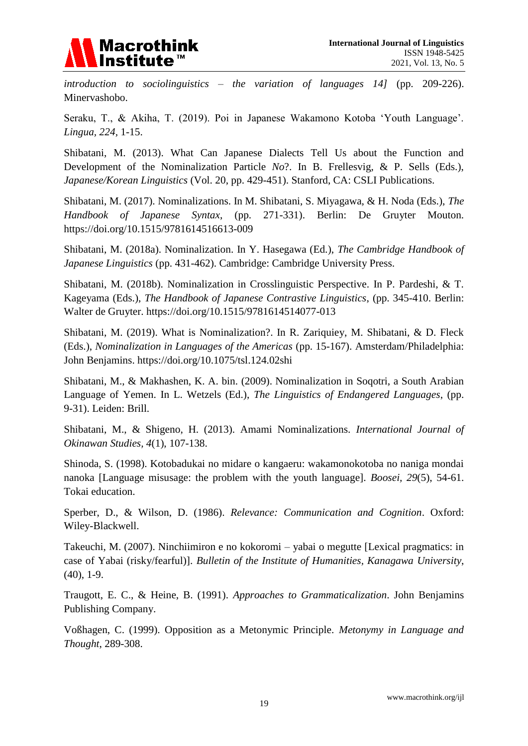*introduction to sociolinguistics – the variation of languages 14]* (pp. 209-226). Minervashobo.

Seraku, T., & Akiha, T. (2019). Poi in Japanese Wakamono Kotoba 'Youth Language'. *Lingua, 224*, 1-15.

Shibatani, M. (2013). What Can Japanese Dialects Tell Us about the Function and Development of the Nominalization Particle *No*?. In B. Frellesvig, & P. Sells (Eds.), *Japanese/Korean Linguistics* (Vol. 20, pp. 429-451). Stanford, CA: CSLI Publications.

Shibatani, M. (2017). Nominalizations. In M. Shibatani, S. Miyagawa, & H. Noda (Eds.), *The Handbook of Japanese Syntax*, (pp. 271-331). Berlin: De Gruyter Mouton. https://doi.org/10.1515/9781614516613-009

Shibatani, M. (2018a). Nominalization. In Y. Hasegawa (Ed.), *The Cambridge Handbook of Japanese Linguistics* (pp. 431-462). Cambridge: Cambridge University Press.

Shibatani, M. (2018b). Nominalization in Crosslinguistic Perspective. In P. Pardeshi, & T. Kageyama (Eds.), *The Handbook of Japanese Contrastive Linguistics*, (pp. 345-410. Berlin: Walter de Gruyter. https://doi.org/10.1515/9781614514077-013

Shibatani, M. (2019). What is Nominalization?. In R. Zariquiey, M. Shibatani, & D. Fleck (Eds.), *Nominalization in Languages of the Americas* (pp. 15-167). Amsterdam/Philadelphia: John Benjamins. https://doi.org/10.1075/tsl.124.02shi

Shibatani, M., & Makhashen, K. A. bin. (2009). Nominalization in Soqotri, a South Arabian Language of Yemen. In L. Wetzels (Ed.), *The Linguistics of Endangered Languages*, (pp. 9-31). Leiden: Brill.

Shibatani, M., & Shigeno, H. (2013). Amami Nominalizations. *International Journal of Okinawan Studies*, *4*(1), 107-138.

Shinoda, S. (1998). Kotobadukai no midare o kangaeru: wakamonokotoba no naniga mondai nanoka [Language misusage: the problem with the youth language]. *Boosei*, *29*(5), 54-61. Tokai education.

Sperber, D., & Wilson, D. (1986). *Relevance: Communication and Cognition*. Oxford: Wiley-Blackwell.

Takeuchi, M. (2007). Ninchiimiron e no kokoromi – yabai o megutte [Lexical pragmatics: in case of Yabai (risky/fearful)]. *Bulletin of the Institute of Humanities, Kanagawa University*, (40), 1-9.

Traugott, E. C., & Heine, B. (1991). *Approaches to Grammaticalization*. John Benjamins Publishing Company.

Voßhagen, C. (1999). Opposition as a Metonymic Principle. *Metonymy in Language and Thought*, 289-308.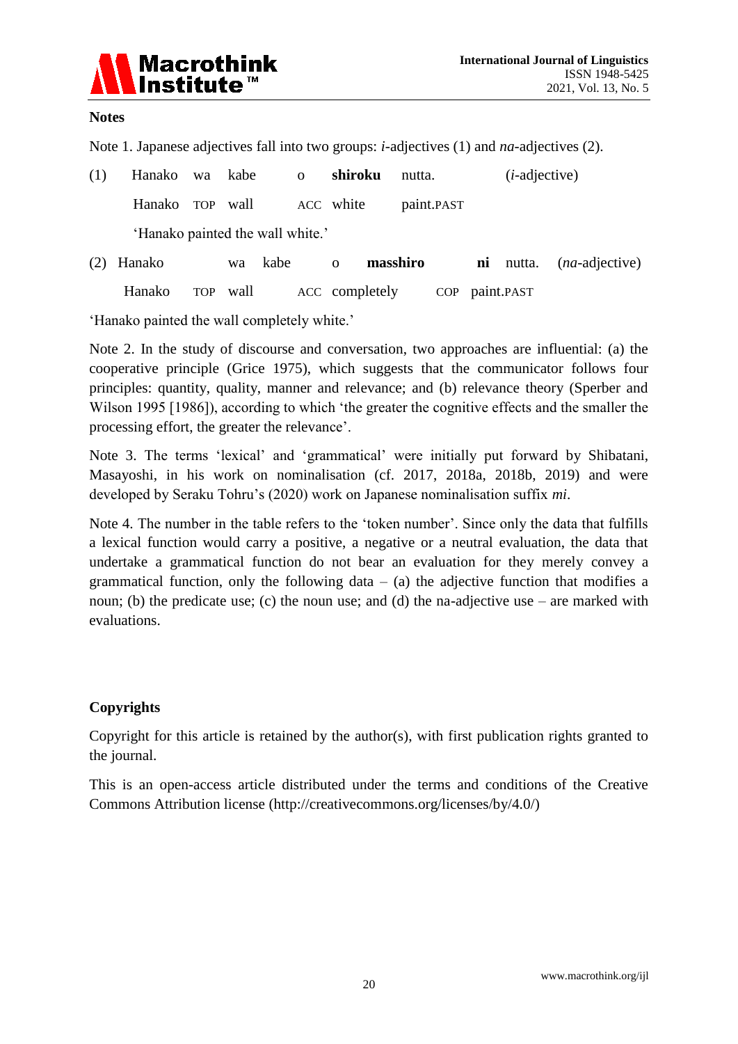## Notes

Note 1. Japanese adjectives fall into two groups: *i*-adjectives (1) and *na*-adjectives (2).

| | | | | | | | | |
|---|---|---|---|---|---|---|---|---|
| (1) | Hanako | wa | kabe | o | **shiroku** | nutta. | | (*i*-adjective) |
| | Hanako | TOP | wall | ACC | white | paint.PAST | | |

'Hanako painted the wall white.'

| | | | | | | | | |
|---|---|---|---|---|---|---|---|---|
| (2) | Hanako | wa | kabe | o | **masshiro** | **ni** | nutta. | (*na*-adjective) |
| | Hanako | TOP | wall | ACC | completely | COP | paint.PAST | |

'Hanako painted the wall completely white.'

Note 2. In the study of discourse and conversation, two approaches are influential: (a) the cooperative principle (Grice 1975), which suggests that the communicator follows four principles: quantity, quality, manner and relevance; and (b) relevance theory (Sperber and Wilson 1995 [1986]), according to which 'the greater the cognitive effects and the smaller the processing effort, the greater the relevance'.

Note 3. The terms 'lexical' and 'grammatical' were initially put forward by Shibatani, Masayoshi, in his work on nominalisation (cf. 2017, 2018a, 2018b, 2019) and were developed by Seraku Tohru's (2020) work on Japanese nominalisation suffix *mi*.

Note 4. The number in the table refers to the 'token number'. Since only the data that fulfills a lexical function would carry a positive, a negative or a neutral evaluation, the data that undertake a grammatical function do not bear an evaluation for they merely convey a grammatical function, only the following data – (a) the adjective function that modifies a noun; (b) the predicate use; (c) the noun use; and (d) the na-adjective use – are marked with evaluations.

## Copyrights

Copyright for this article is retained by the author(s), with first publication rights granted to the journal.

This is an open-access article distributed under the terms and conditions of the Creative Commons Attribution license (http://creativecommons.org/licenses/by/4.0/)